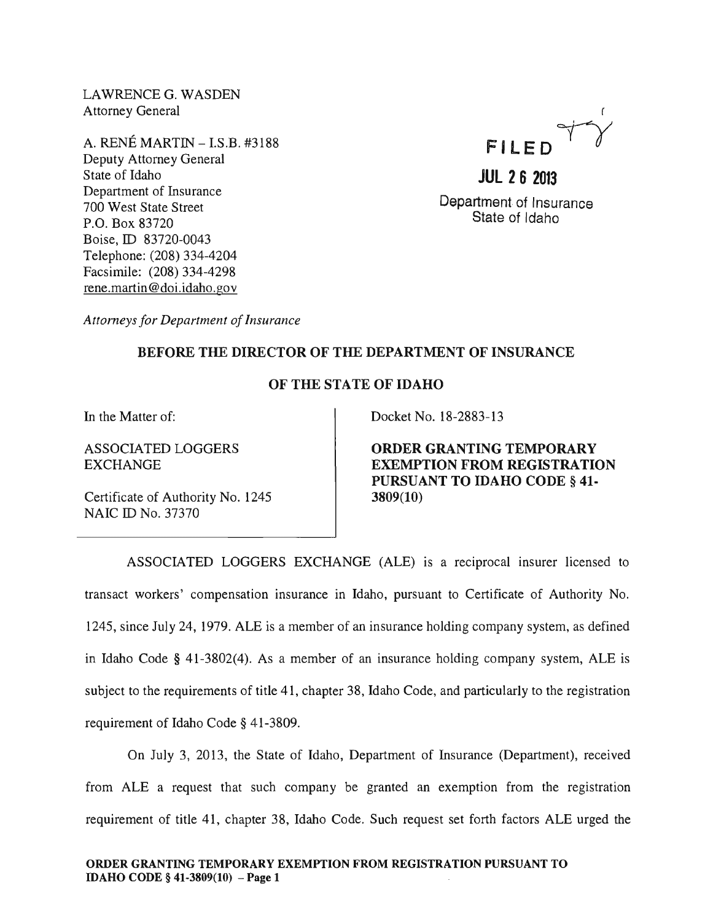LAWRENCE G. WASDEN
Attorney General

A. RENÉ MARTIN – I.S.B. #3188
Deputy Attorney General
State of Idaho
Department of Insurance
700 West State Street
P.O. Box 83720
Boise, ID 83720-0043
Telephone: (208) 334-4204
Facsimile: (208) 334-4298
rene.martin@doi.idaho.gov

*Attorneys for Department of Insurance*

FILED

JUL 26 2013

Department of Insurance
State of Idaho

## BEFORE THE DIRECTOR OF THE DEPARTMENT OF INSURANCE

## OF THE STATE OF IDAHO

In the Matter of:

ASSOCIATED LOGGERS EXCHANGE

Certificate of Authority No. 1245
NAIC ID No. 37370

Docket No. 18-2883-13

**ORDER GRANTING TEMPORARY EXEMPTION FROM REGISTRATION PURSUANT TO IDAHO CODE § 41-3809(10)**

ASSOCIATED LOGGERS EXCHANGE (ALE) is a reciprocal insurer licensed to transact workers' compensation insurance in Idaho, pursuant to Certificate of Authority No. 1245, since July 24, 1979. ALE is a member of an insurance holding company system, as defined in Idaho Code § 41-3802(4). As a member of an insurance holding company system, ALE is subject to the requirements of title 41, chapter 38, Idaho Code, and particularly to the registration requirement of Idaho Code § 41-3809.

On July 3, 2013, the State of Idaho, Department of Insurance (Department), received from ALE a request that such company be granted an exemption from the registration requirement of title 41, chapter 38, Idaho Code. Such request set forth factors ALE urged the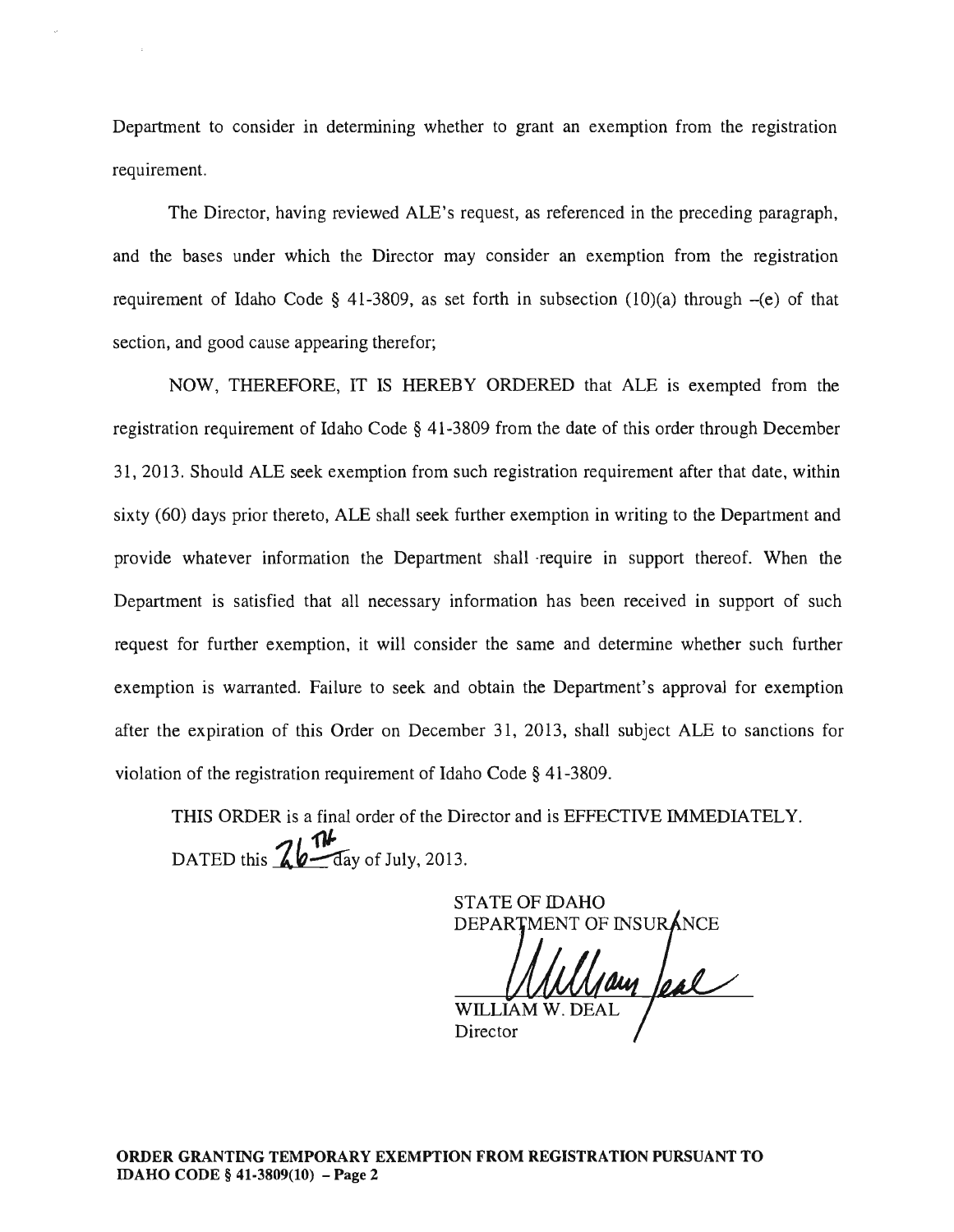Department to consider in determining whether to grant an exemption from the registration requirement.

The Director, having reviewed ALE's request, as referenced in the preceding paragraph, and the bases under which the Director may consider an exemption from the registration requirement of Idaho Code § 41-3809, as set forth in subsection (10)(a) through –(e) of that section, and good cause appearing therefor;

NOW, THEREFORE, IT IS HEREBY ORDERED that ALE is exempted from the registration requirement of Idaho Code § 41-3809 from the date of this order through December 31, 2013. Should ALE seek exemption from such registration requirement after that date, within sixty (60) days prior thereto, ALE shall seek further exemption in writing to the Department and provide whatever information the Department shall require in support thereof. When the Department is satisfied that all necessary information has been received in support of such request for further exemption, it will consider the same and determine whether such further exemption is warranted. Failure to seek and obtain the Department's approval for exemption after the expiration of this Order on December 31, 2013, shall subject ALE to sanctions for violation of the registration requirement of Idaho Code § 41-3809.

THIS ORDER is a final order of the Director and is EFFECTIVE IMMEDIATELY.

DATED this 26TH day of July, 2013.

STATE OF IDAHO
DEPARTMENT OF INSURANCE

WILLIAM W. DEAL
Director

**ORDER GRANTING TEMPORARY EXEMPTION FROM REGISTRATION PURSUANT TO IDAHO CODE § 41-3809(10) – Page 2**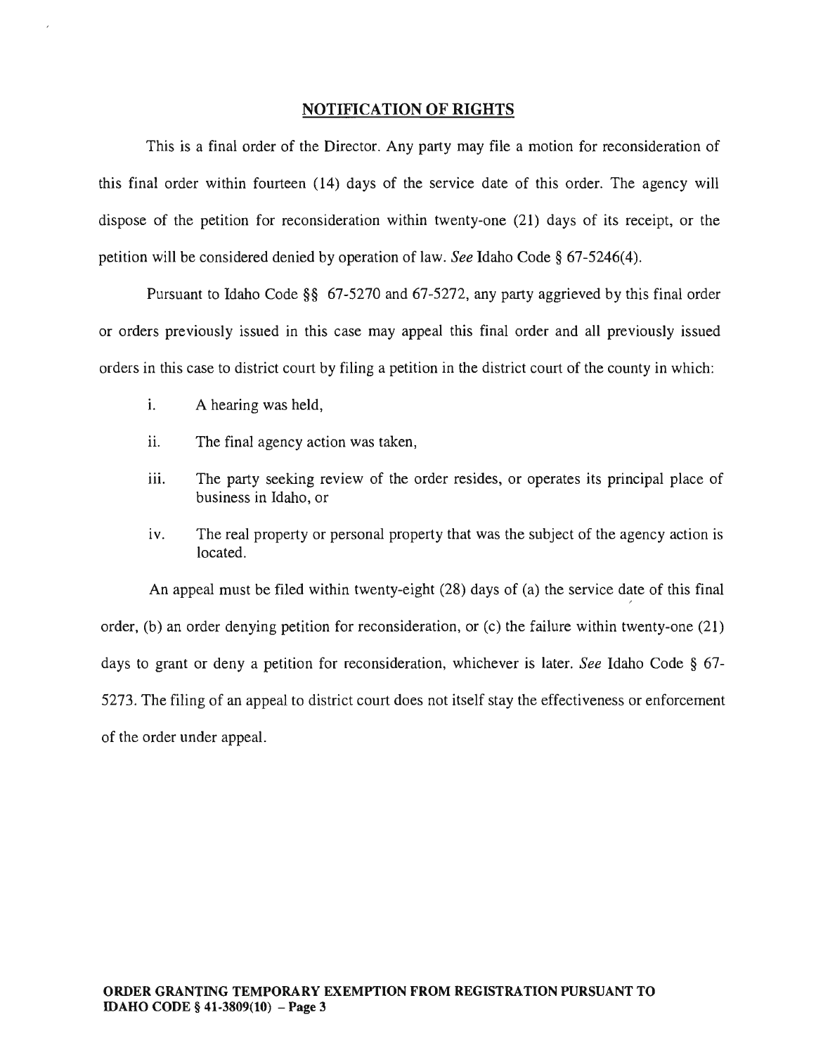## NOTIFICATION OF RIGHTS

This is a final order of the Director. Any party may file a motion for reconsideration of this final order within fourteen (14) days of the service date of this order. The agency will dispose of the petition for reconsideration within twenty-one (21) days of its receipt, or the petition will be considered denied by operation of law. *See* Idaho Code § 67-5246(4).

Pursuant to Idaho Code §§ 67-5270 and 67-5272, any party aggrieved by this final order or orders previously issued in this case may appeal this final order and all previously issued orders in this case to district court by filing a petition in the district court of the county in which:

i. A hearing was held,

ii. The final agency action was taken,

iii. The party seeking review of the order resides, or operates its principal place of business in Idaho, or

iv. The real property or personal property that was the subject of the agency action is located.

An appeal must be filed within twenty-eight (28) days of (a) the service date of this final order, (b) an order denying petition for reconsideration, or (c) the failure within twenty-one (21) days to grant or deny a petition for reconsideration, whichever is later. *See* Idaho Code § 67-5273. The filing of an appeal to district court does not itself stay the effectiveness or enforcement of the order under appeal.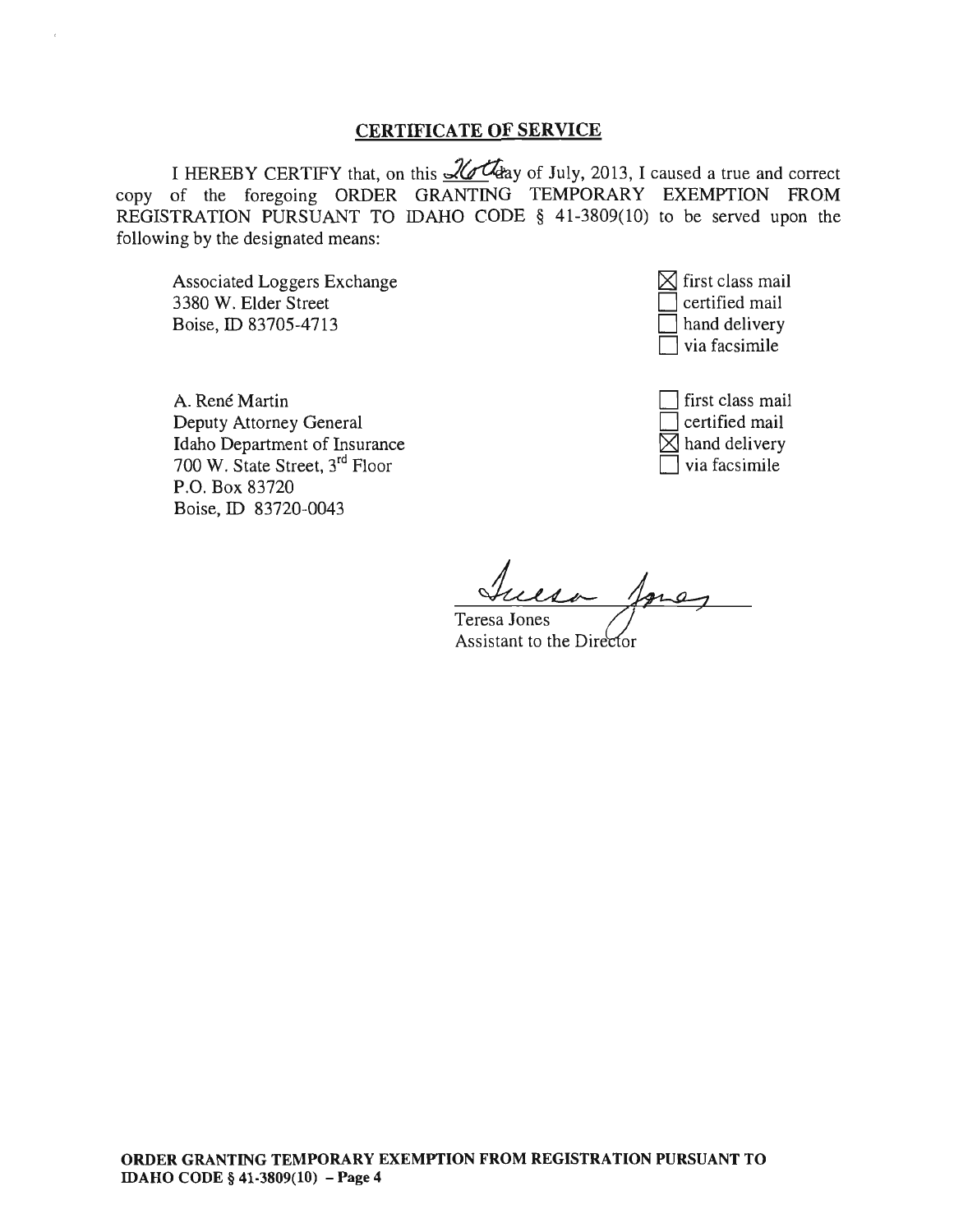## CERTIFICATE OF SERVICE

I HEREBY CERTIFY that, on this 26th day of July, 2013, I caused a true and correct copy of the foregoing ORDER GRANTING TEMPORARY EXEMPTION FROM REGISTRATION PURSUANT TO IDAHO CODE § 41-3809(10) to be served upon the following by the designated means:

Associated Loggers Exchange
3380 W. Elder Street
Boise, ID 83705-4713

- [x] first class mail
- [ ] certified mail
- [ ] hand delivery
- [ ] via facsimile

A. René Martin
Deputy Attorney General
Idaho Department of Insurance
700 W. State Street, 3rd Floor
P.O. Box 83720
Boise, ID 83720-0043

- [ ] first class mail
- [ ] certified mail
- [x] hand delivery
- [ ] via facsimile

Teresa Jones
Assistant to the Director

**ORDER GRANTING TEMPORARY EXEMPTION FROM REGISTRATION PURSUANT TO IDAHO CODE § 41-3809(10) – Page 4**